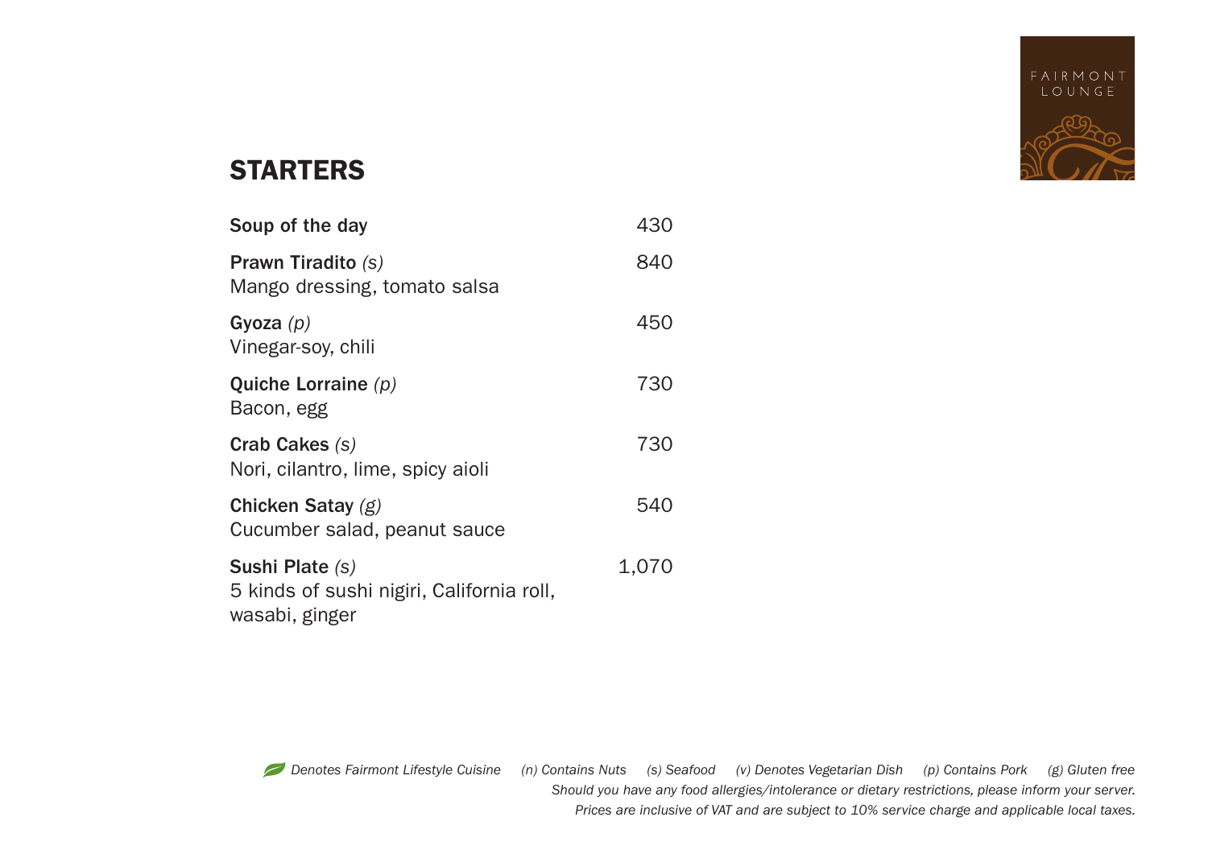FAIRMONT LOUNGE

## STARTERS

**Soup of the day** 430

**Prawn Tiradito** *(s)* 840
Mango dressing, tomato salsa

**Gyoza** *(p)* 450
Vinegar-soy, chili

**Quiche Lorraine** *(p)* 730
Bacon, egg

**Crab Cakes** *(s)* 730
Nori, cilantro, lime, spicy aioli

**Chicken Satay** *(g)* 540
Cucumber salad, peanut sauce

**Sushi Plate** *(s)* 1,070
5 kinds of sushi nigiri, California roll, wasabi, ginger

*Denotes Fairmont Lifestyle Cuisine (n) Contains Nuts (s) Seafood (v) Denotes Vegetarian Dish (p) Contains Pork (g) Gluten free*
*Should you have any food allergies/intolerance or dietary restrictions, please inform your server.*
*Prices are inclusive of VAT and are subject to 10% service charge and applicable local taxes.*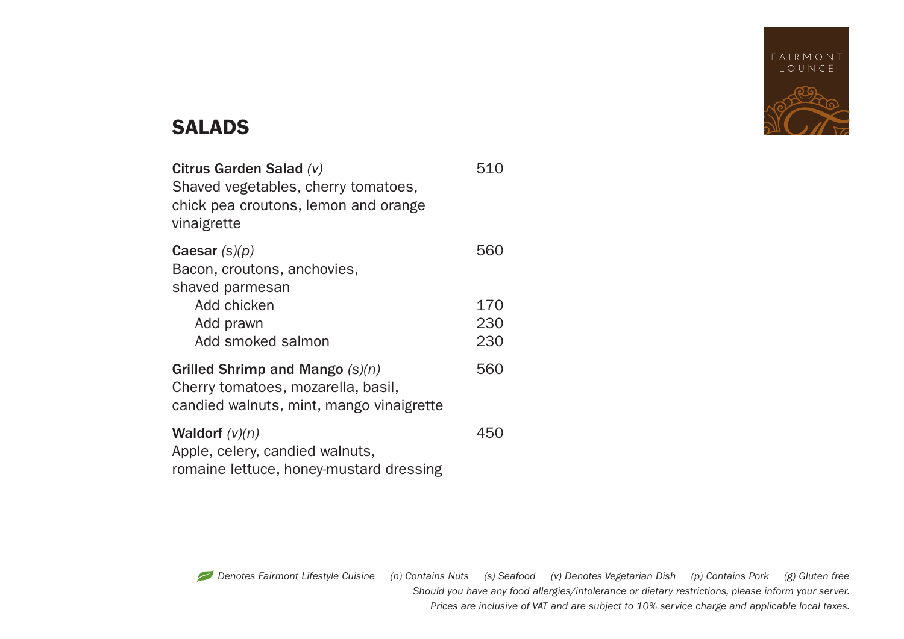FAIRMONT LOUNGE

## SALADS

**Citrus Garden Salad** *(v)* 510
Shaved vegetables, cherry tomatoes, chick pea croutons, lemon and orange vinaigrette

**Caesar** *(s)(p)* 560
Bacon, croutons, anchovies, shaved parmesan

- Add chicken 170
- Add prawn 230
- Add smoked salmon 230

**Grilled Shrimp and Mango** *(s)(n)* 560
Cherry tomatoes, mozarella, basil, candied walnuts, mint, mango vinaigrette

**Waldorf** *(v)(n)* 450
Apple, celery, candied walnuts, romaine lettuce, honey-mustard dressing

*Denotes Fairmont Lifestyle Cuisine (n) Contains Nuts (s) Seafood (v) Denotes Vegetarian Dish (p) Contains Pork (g) Gluten free*
*Should you have any food allergies/intolerance or dietary restrictions, please inform your server.*
*Prices are inclusive of VAT and are subject to 10% service charge and applicable local taxes.*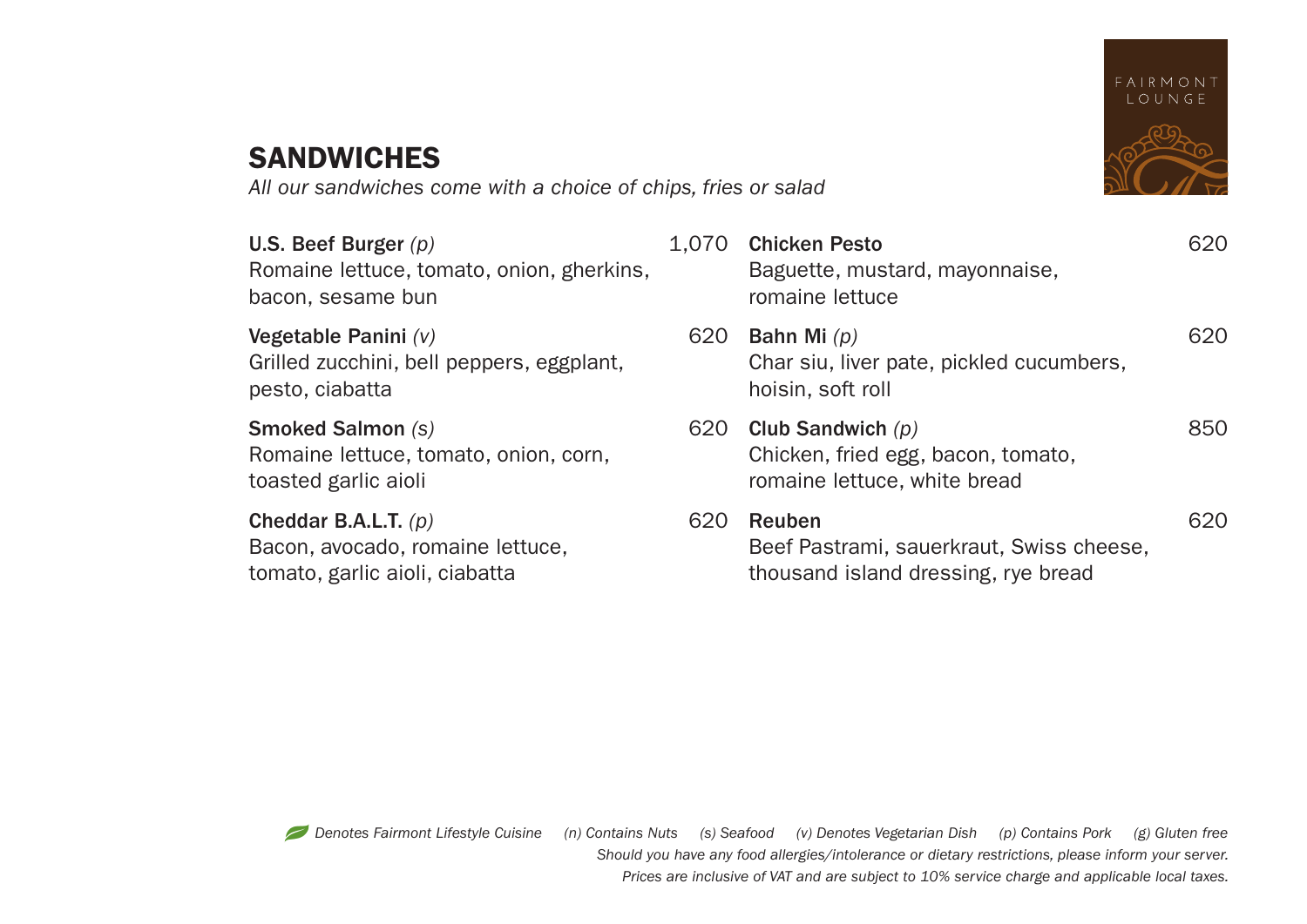FAIRMONT LOUNGE

# SANDWICHES

*All our sandwiches come with a choice of chips, fries or salad*

**U.S. Beef Burger** *(p)* 1,070
Romaine lettuce, tomato, onion, gherkins, bacon, sesame bun

**Vegetable Panini** *(v)* 620
Grilled zucchini, bell peppers, eggplant, pesto, ciabatta

**Smoked Salmon** *(s)* 620
Romaine lettuce, tomato, onion, corn, toasted garlic aioli

**Cheddar B.A.L.T.** *(p)* 620
Bacon, avocado, romaine lettuce, tomato, garlic aioli, ciabatta

**Chicken Pesto** 620
Baguette, mustard, mayonnaise, romaine lettuce

**Bahn Mi** *(p)* 620
Char siu, liver pate, pickled cucumbers, hoisin, soft roll

**Club Sandwich** *(p)* 850
Chicken, fried egg, bacon, tomato, romaine lettuce, white bread

**Reuben** 620
Beef Pastrami, sauerkraut, Swiss cheese, thousand island dressing, rye bread

*Denotes Fairmont Lifestyle Cuisine (n) Contains Nuts (s) Seafood (v) Denotes Vegetarian Dish (p) Contains Pork (g) Gluten free*
*Should you have any food allergies/intolerance or dietary restrictions, please inform your server.*
*Prices are inclusive of VAT and are subject to 10% service charge and applicable local taxes.*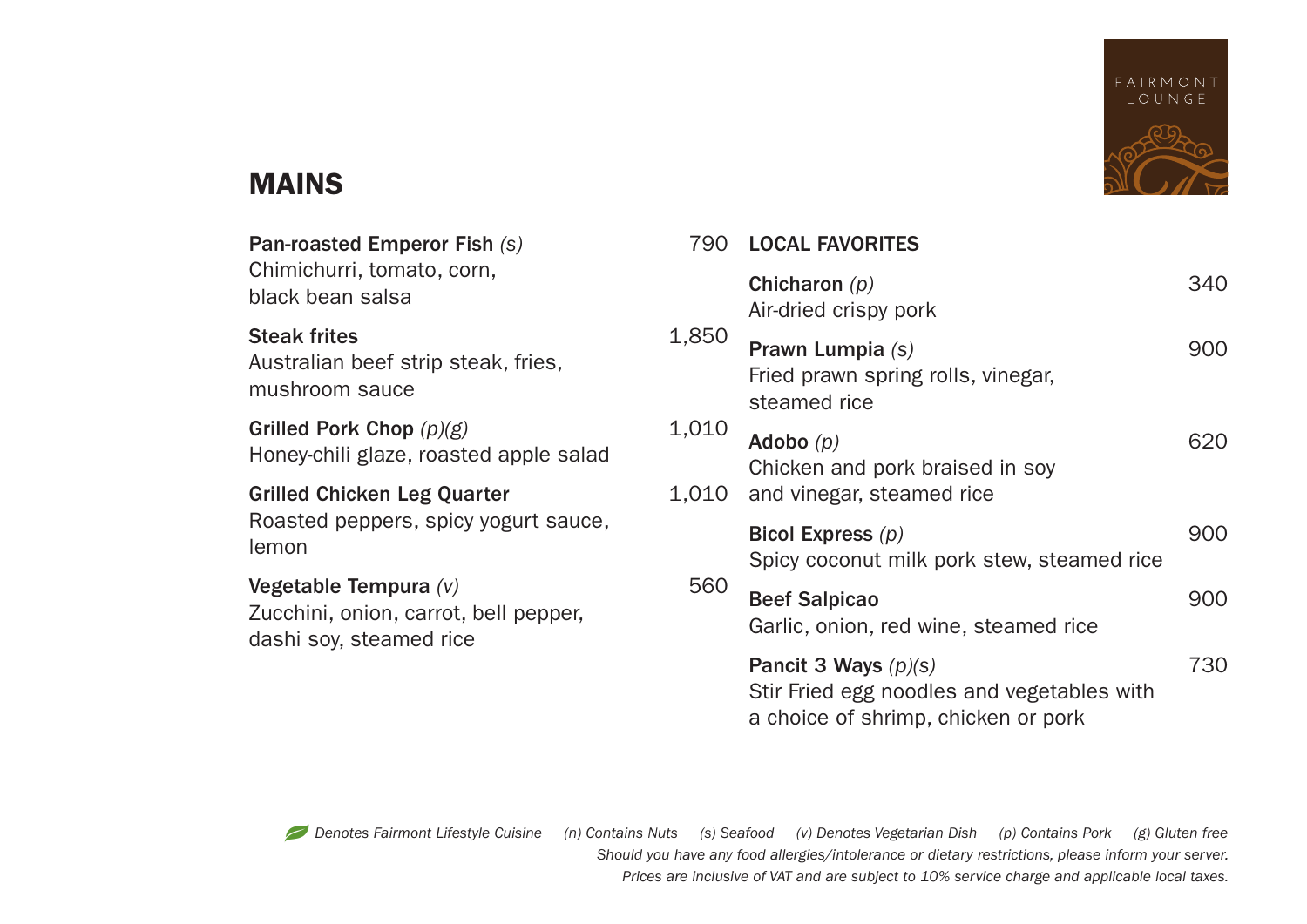## MAINS

**Pan-roasted Emperor Fish** *(s)* 790
Chimichurri, tomato, corn, black bean salsa

**Steak frites** 1,850
Australian beef strip steak, fries, mushroom sauce

**Grilled Pork Chop** *(p)(g)* 1,010
Honey-chili glaze, roasted apple salad

**Grilled Chicken Leg Quarter** 1,010
Roasted peppers, spicy yogurt sauce, lemon

**Vegetable Tempura** *(v)* 560
Zucchini, onion, carrot, bell pepper, dashi soy, steamed rice

### LOCAL FAVORITES

**Chicharon** *(p)* 340
Air-dried crispy pork

**Prawn Lumpia** *(s)* 900
Fried prawn spring rolls, vinegar, steamed rice

**Adobo** *(p)* 620
Chicken and pork braised in soy and vinegar, steamed rice

**Bicol Express** *(p)* 900
Spicy coconut milk pork stew, steamed rice

**Beef Salpicao** 900
Garlic, onion, red wine, steamed rice

**Pancit 3 Ways** *(p)(s)* 730
Stir Fried egg noodles and vegetables with a choice of shrimp, chicken or pork

*Denotes Fairmont Lifestyle Cuisine (n) Contains Nuts (s) Seafood (v) Denotes Vegetarian Dish (p) Contains Pork (g) Gluten free*
*Should you have any food allergies/intolerance or dietary restrictions, please inform your server.*
*Prices are inclusive of VAT and are subject to 10% service charge and applicable local taxes.*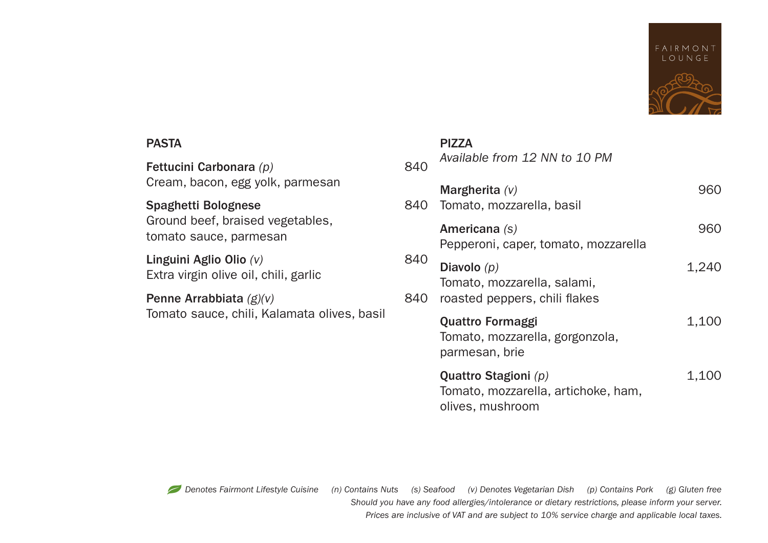FAIRMONT LOUNGE

## PASTA

**Fettucini Carbonara** *(p)* 840
Cream, bacon, egg yolk, parmesan

**Spaghetti Bolognese** 840
Ground beef, braised vegetables, tomato sauce, parmesan

**Linguini Aglio Olio** *(v)* 840
Extra virgin olive oil, chili, garlic

**Penne Arrabbiata** *(g)(v)* 840
Tomato sauce, chili, Kalamata olives, basil

## PIZZA

*Available from 12 NN to 10 PM*

**Margherita** *(v)* 960
Tomato, mozzarella, basil

**Americana** *(s)* 960
Pepperoni, caper, tomato, mozzarella

**Diavolo** *(p)* 1,240
Tomato, mozzarella, salami, roasted peppers, chili flakes

**Quattro Formaggi** 1,100
Tomato, mozzarella, gorgonzola, parmesan, brie

**Quattro Stagioni** *(p)* 1,100
Tomato, mozzarella, artichoke, ham, olives, mushroom

*Denotes Fairmont Lifestyle Cuisine (n) Contains Nuts (s) Seafood (v) Denotes Vegetarian Dish (p) Contains Pork (g) Gluten free*
*Should you have any food allergies/intolerance or dietary restrictions, please inform your server.*
*Prices are inclusive of VAT and are subject to 10% service charge and applicable local taxes.*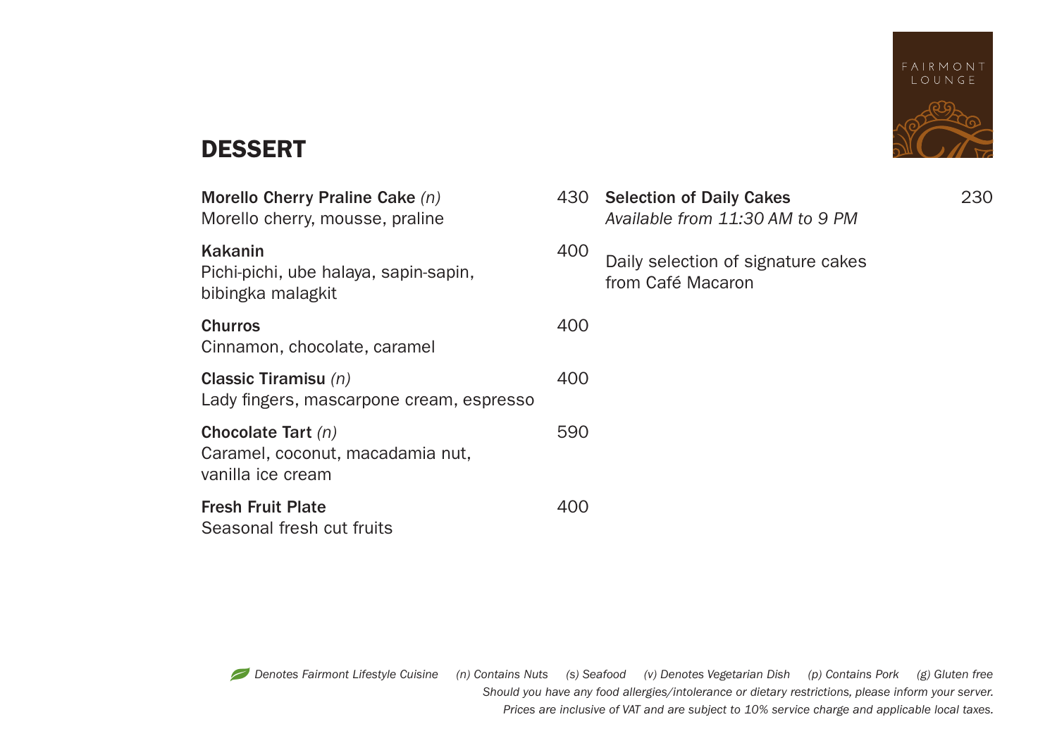FAIRMONT LOUNGE

## DESSERT

**Morello Cherry Praline Cake** *(n)* 430
Morello cherry, mousse, praline

**Kakanin** 400
Pichi-pichi, ube halaya, sapin-sapin, bibingka malagkit

**Churros** 400
Cinnamon, chocolate, caramel

**Classic Tiramisu** *(n)* 400
Lady fingers, mascarpone cream, espresso

**Chocolate Tart** *(n)* 590
Caramel, coconut, macadamia nut, vanilla ice cream

**Fresh Fruit Plate** 400
Seasonal fresh cut fruits

**Selection of Daily Cakes** 230
*Available from 11:30 AM to 9 PM*

Daily selection of signature cakes from Café Macaron

*Denotes Fairmont Lifestyle Cuisine (n) Contains Nuts (s) Seafood (v) Denotes Vegetarian Dish (p) Contains Pork (g) Gluten free*
*Should you have any food allergies/intolerance or dietary restrictions, please inform your server.*
*Prices are inclusive of VAT and are subject to 10% service charge and applicable local taxes.*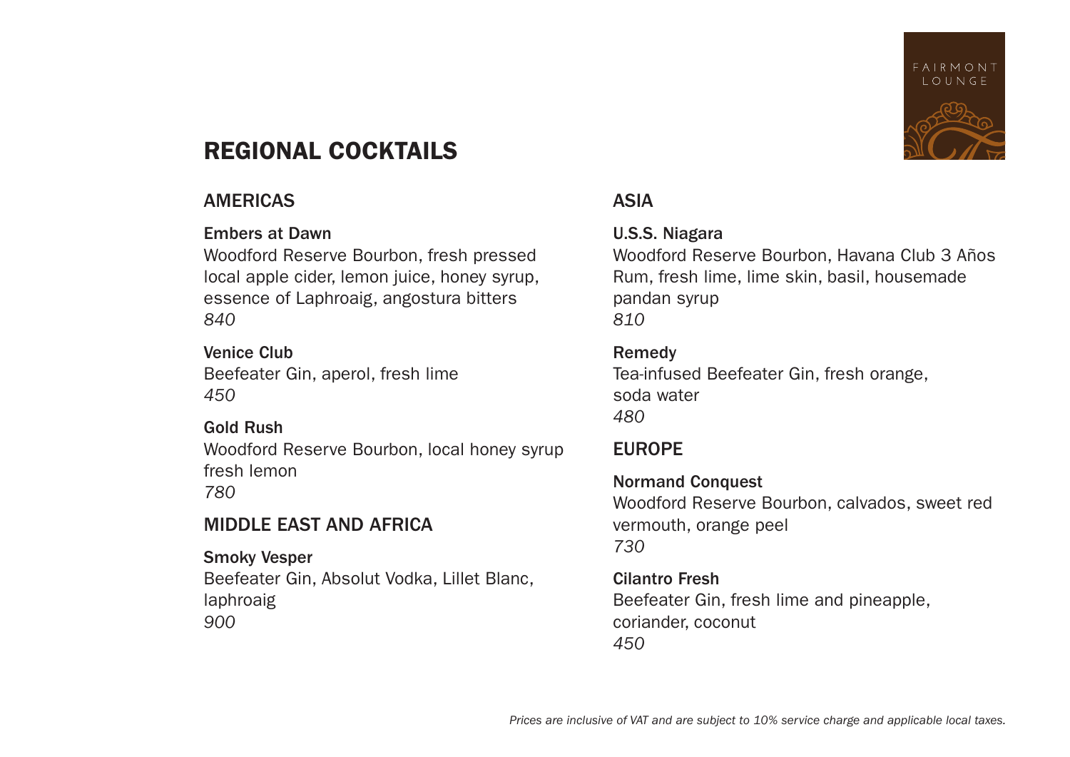FAIRMONT LOUNGE

# REGIONAL COCKTAILS

## AMERICAS

**Embers at Dawn**
Woodford Reserve Bourbon, fresh pressed local apple cider, lemon juice, honey syrup, essence of Laphroaig, angostura bitters
*840*

**Venice Club**
Beefeater Gin, aperol, fresh lime
*450*

**Gold Rush**
Woodford Reserve Bourbon, local honey syrup fresh lemon
*780*

## MIDDLE EAST AND AFRICA

**Smoky Vesper**
Beefeater Gin, Absolut Vodka, Lillet Blanc, laphroaig
*900*

## ASIA

**U.S.S. Niagara**
Woodford Reserve Bourbon, Havana Club 3 Años Rum, fresh lime, lime skin, basil, housemade pandan syrup
*810*

**Remedy**
Tea-infused Beefeater Gin, fresh orange, soda water
*480*

## EUROPE

**Normand Conquest**
Woodford Reserve Bourbon, calvados, sweet red vermouth, orange peel
*730*

**Cilantro Fresh**
Beefeater Gin, fresh lime and pineapple, coriander, coconut
*450*

*Prices are inclusive of VAT and are subject to 10% service charge and applicable local taxes.*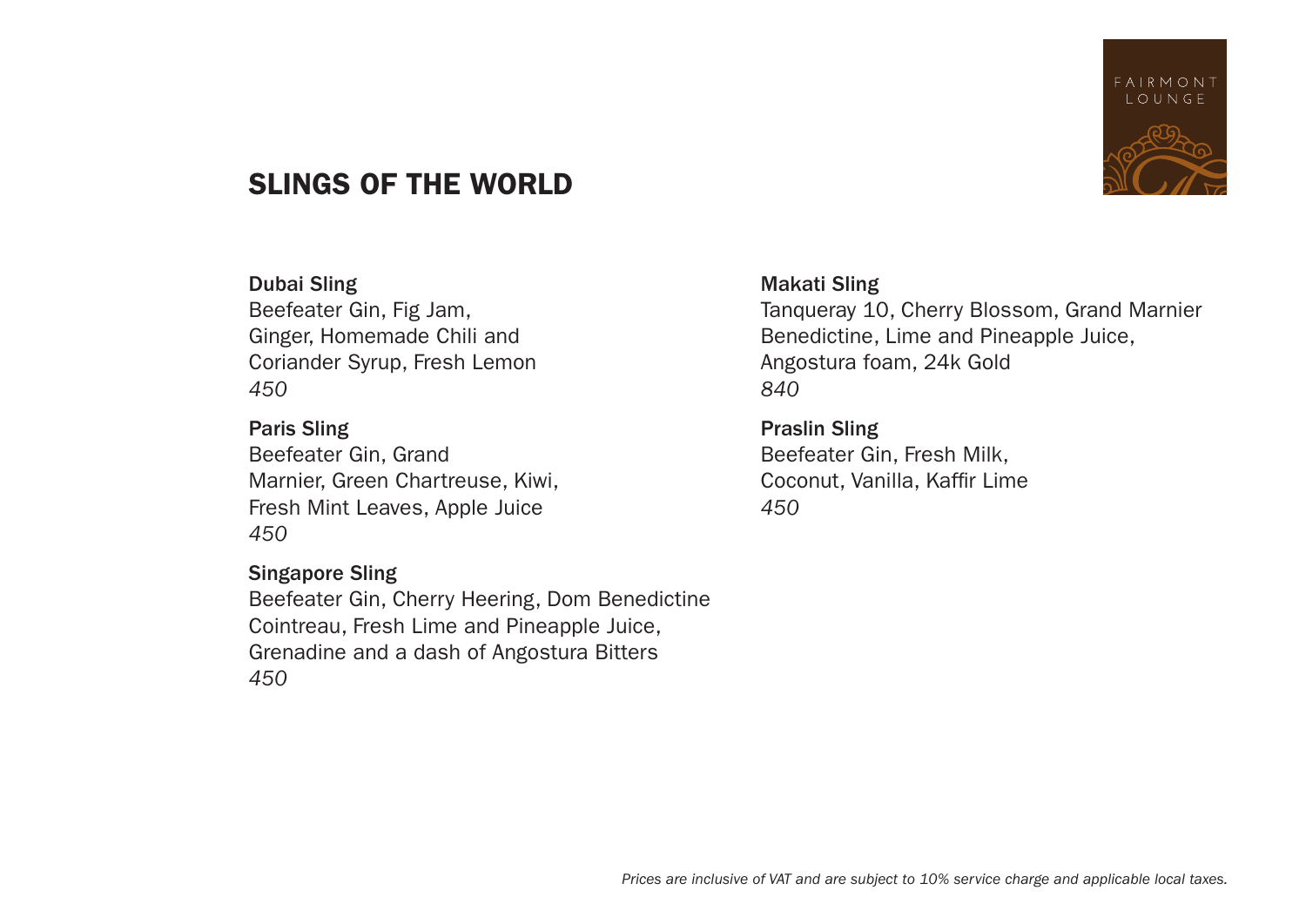FAIRMONT LOUNGE

## SLINGS OF THE WORLD

**Dubai Sling**
Beefeater Gin, Fig Jam,
Ginger, Homemade Chili and
Coriander Syrup, Fresh Lemon
*450*

**Paris Sling**
Beefeater Gin, Grand
Marnier, Green Chartreuse, Kiwi,
Fresh Mint Leaves, Apple Juice
*450*

**Singapore Sling**
Beefeater Gin, Cherry Heering, Dom Benedictine
Cointreau, Fresh Lime and Pineapple Juice,
Grenadine and a dash of Angostura Bitters
*450*

**Makati Sling**
Tanqueray 10, Cherry Blossom, Grand Marnier
Benedictine, Lime and Pineapple Juice,
Angostura foam, 24k Gold
*840*

**Praslin Sling**
Beefeater Gin, Fresh Milk,
Coconut, Vanilla, Kaffir Lime
*450*

*Prices are inclusive of VAT and are subject to 10% service charge and applicable local taxes.*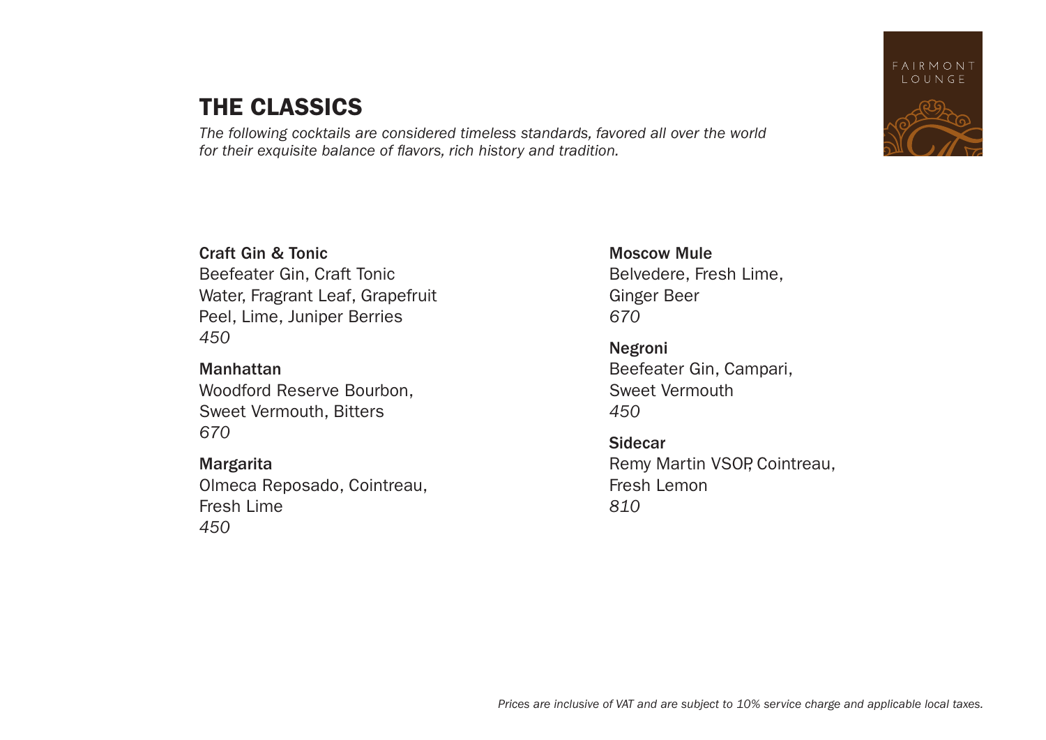# THE CLASSICS

*The following cocktails are considered timeless standards, favored all over the world for their exquisite balance of flavors, rich history and tradition.*

**Craft Gin & Tonic**
Beefeater Gin, Craft Tonic Water, Fragrant Leaf, Grapefruit Peel, Lime, Juniper Berries
*450*

**Manhattan**
Woodford Reserve Bourbon, Sweet Vermouth, Bitters
*670*

**Margarita**
Olmeca Reposado, Cointreau, Fresh Lime
*450*

**Moscow Mule**
Belvedere, Fresh Lime, Ginger Beer
*670*

**Negroni**
Beefeater Gin, Campari, Sweet Vermouth
*450*

**Sidecar**
Remy Martin VSOP, Cointreau, Fresh Lemon
*810*

*Prices are inclusive of VAT and are subject to 10% service charge and applicable local taxes.*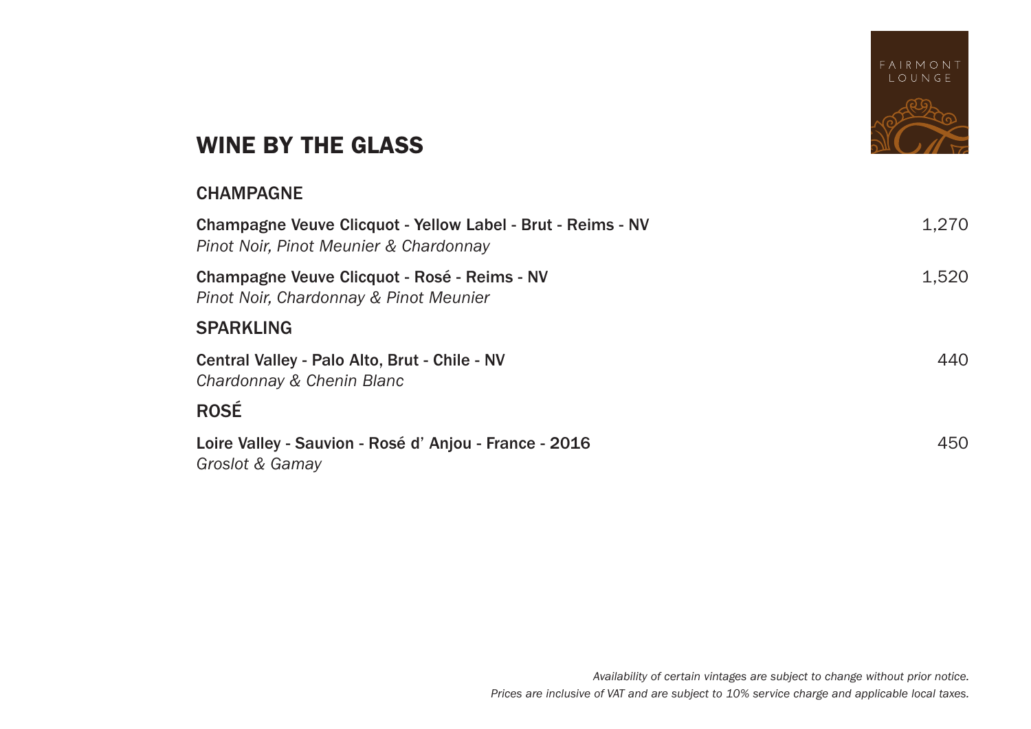FAIRMONT LOUNGE

# WINE BY THE GLASS

## CHAMPAGNE

**Champagne Veuve Clicquot - Yellow Label - Brut - Reims - NV** 1,270
*Pinot Noir, Pinot Meunier & Chardonnay*

**Champagne Veuve Clicquot - Rosé - Reims - NV** 1,520
*Pinot Noir, Chardonnay & Pinot Meunier*

## SPARKLING

**Central Valley - Palo Alto, Brut - Chile - NV** 440
*Chardonnay & Chenin Blanc*

## ROSÉ

**Loire Valley - Sauvion - Rosé d' Anjou - France - 2016** 450
*Groslot & Gamay*

*Availability of certain vintages are subject to change without prior notice.*
*Prices are inclusive of VAT and are subject to 10% service charge and applicable local taxes.*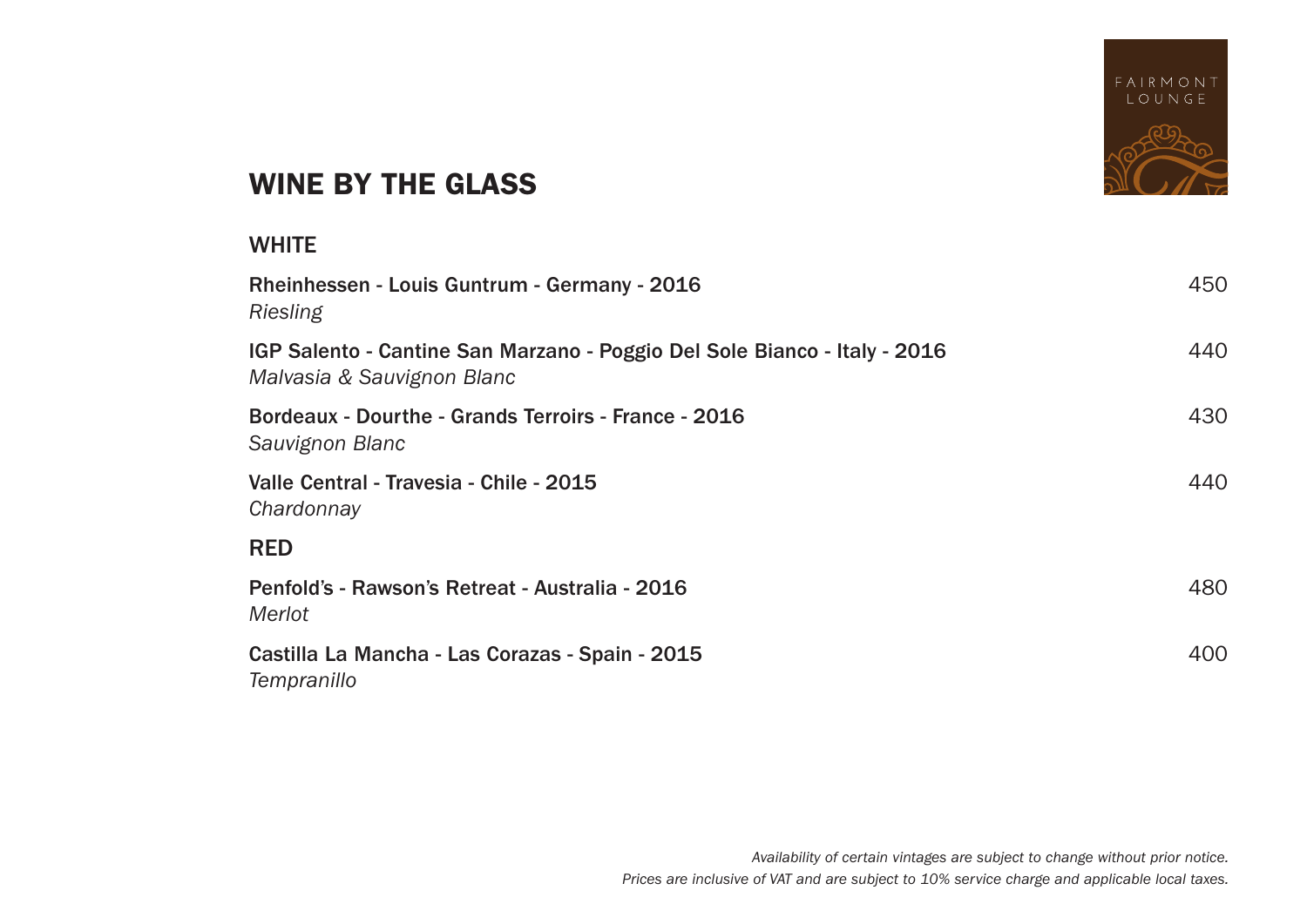FAIRMONT LOUNGE

# WINE BY THE GLASS

## WHITE

**Rheinhessen - Louis Guntrum - Germany - 2016** 450
*Riesling*

**IGP Salento - Cantine San Marzano - Poggio Del Sole Bianco - Italy - 2016** 440
*Malvasia & Sauvignon Blanc*

**Bordeaux - Dourthe - Grands Terroirs - France - 2016** 430
*Sauvignon Blanc*

**Valle Central - Travesia - Chile - 2015** 440
*Chardonnay*

## RED

**Penfold's - Rawson's Retreat - Australia - 2016** 480
*Merlot*

**Castilla La Mancha - Las Corazas - Spain - 2015** 400
*Tempranillo*

*Availability of certain vintages are subject to change without prior notice.*
*Prices are inclusive of VAT and are subject to 10% service charge and applicable local taxes.*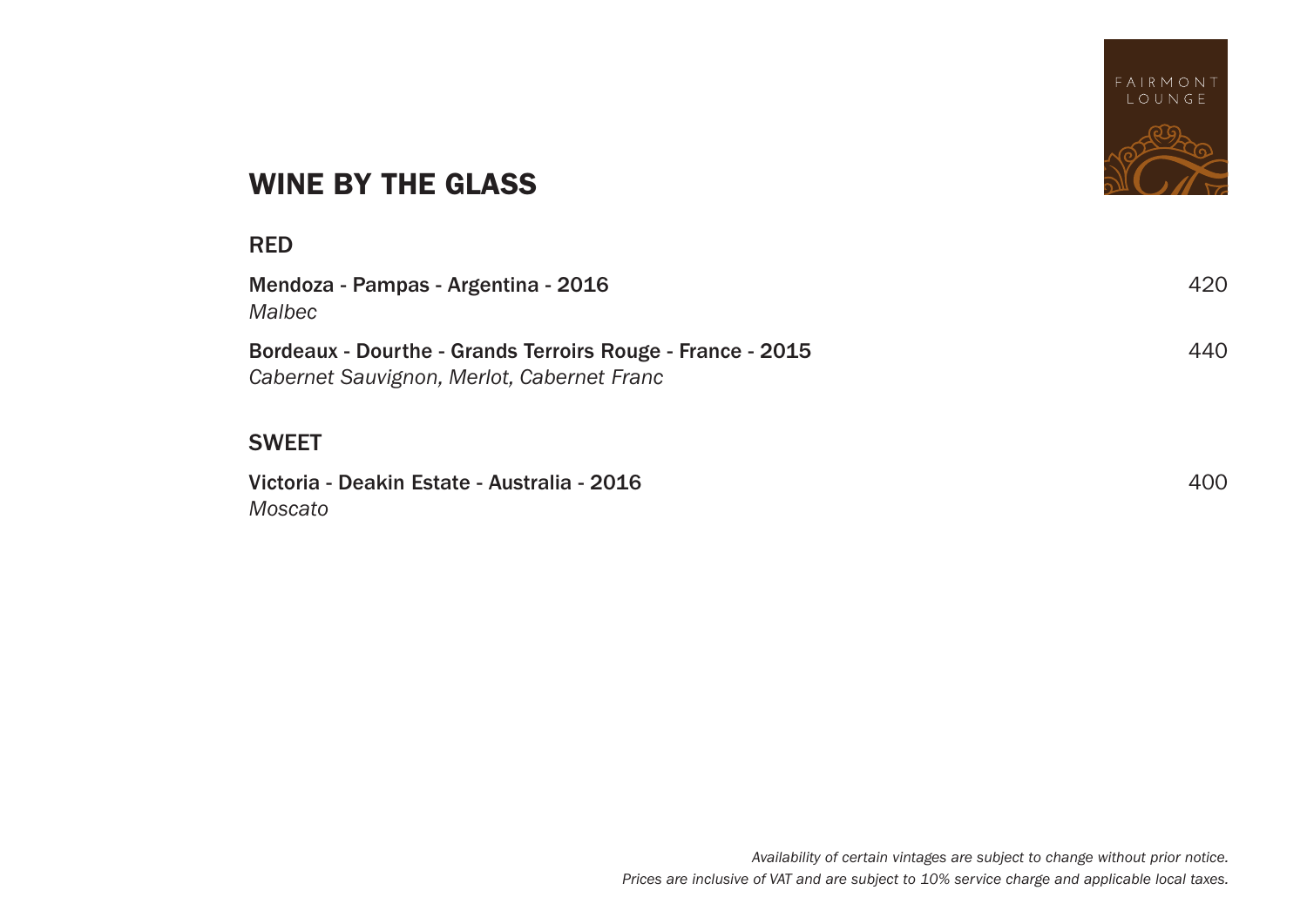FAIRMONT LOUNGE

# WINE BY THE GLASS

## RED

**Mendoza - Pampas - Argentina - 2016** 420
*Malbec*

**Bordeaux - Dourthe - Grands Terroirs Rouge - France - 2015** 440
*Cabernet Sauvignon, Merlot, Cabernet Franc*

## SWEET

**Victoria - Deakin Estate - Australia - 2016** 400
*Moscato*

*Availability of certain vintages are subject to change without prior notice.*
*Prices are inclusive of VAT and are subject to 10% service charge and applicable local taxes.*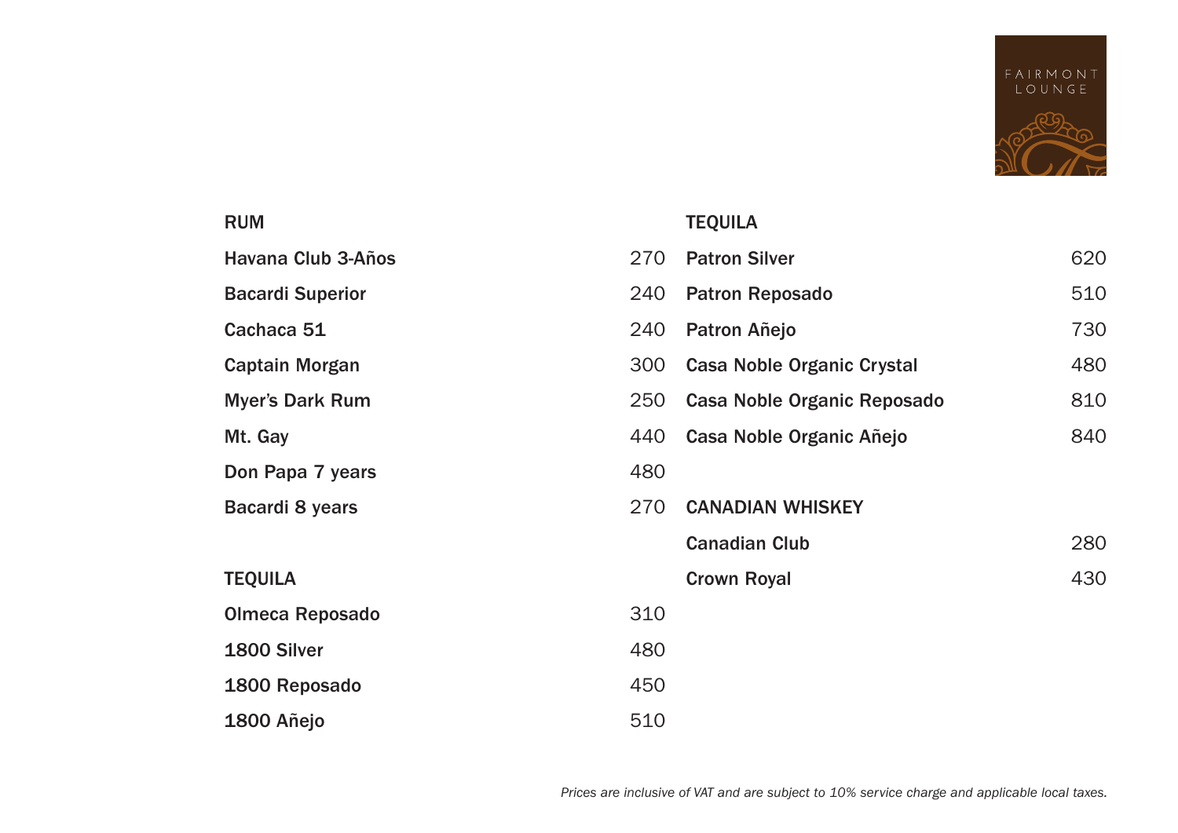## RUM

| Item | Price |
|---|---|
| Havana Club 3-Años | 270 |
| Bacardi Superior | 240 |
| Cachaca 51 | 240 |
| Captain Morgan | 300 |
| Myer's Dark Rum | 250 |
| Mt. Gay | 440 |
| Don Papa 7 years | 480 |
| Bacardi 8 years | 270 |

## TEQUILA

| Item | Price |
|---|---|
| Olmeca Reposado | 310 |
| 1800 Silver | 480 |
| 1800 Reposado | 450 |
| 1800 Añejo | 510 |

## TEQUILA

| Item | Price |
|---|---|
| Patron Silver | 620 |
| Patron Reposado | 510 |
| Patron Añejo | 730 |
| Casa Noble Organic Crystal | 480 |
| Casa Noble Organic Reposado | 810 |
| Casa Noble Organic Añejo | 840 |

## CANADIAN WHISKEY

| Item | Price |
|---|---|
| Canadian Club | 280 |
| Crown Royal | 430 |

*Prices are inclusive of VAT and are subject to 10% service charge and applicable local taxes.*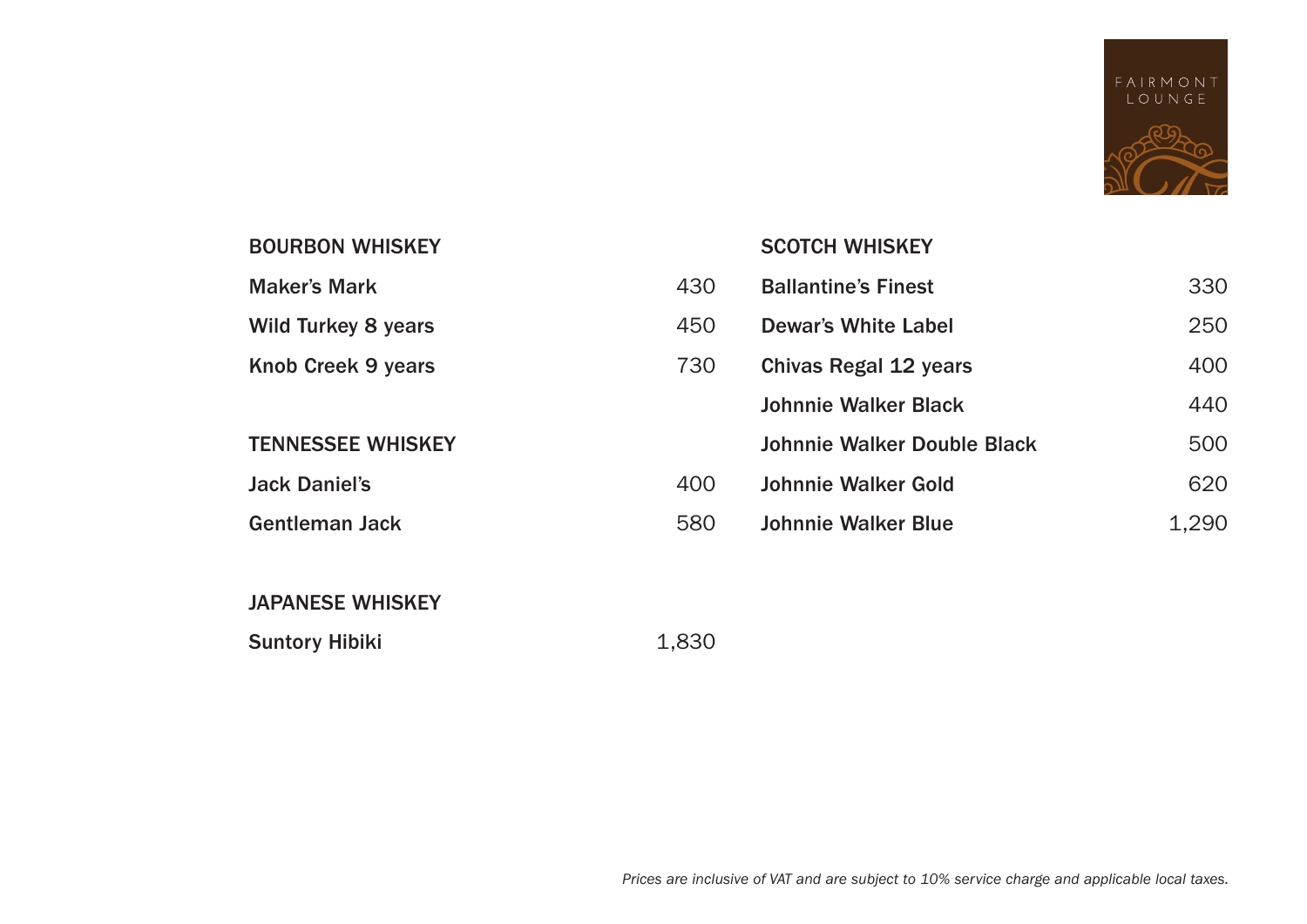FAIRMONT LOUNGE

## BOURBON WHISKEY

| | |
|---|---|
| Maker's Mark | 430 |
| Wild Turkey 8 years | 450 |
| Knob Creek 9 years | 730 |

## TENNESSEE WHISKEY

| | |
|---|---|
| Jack Daniel's | 400 |
| Gentleman Jack | 580 |

## JAPANESE WHISKEY

| | |
|---|---|
| Suntory Hibiki | 1,830 |

## SCOTCH WHISKEY

| | |
|---|---|
| Ballantine's Finest | 330 |
| Dewar's White Label | 250 |
| Chivas Regal 12 years | 400 |
| Johnnie Walker Black | 440 |
| Johnnie Walker Double Black | 500 |
| Johnnie Walker Gold | 620 |
| Johnnie Walker Blue | 1,290 |

*Prices are inclusive of VAT and are subject to 10% service charge and applicable local taxes.*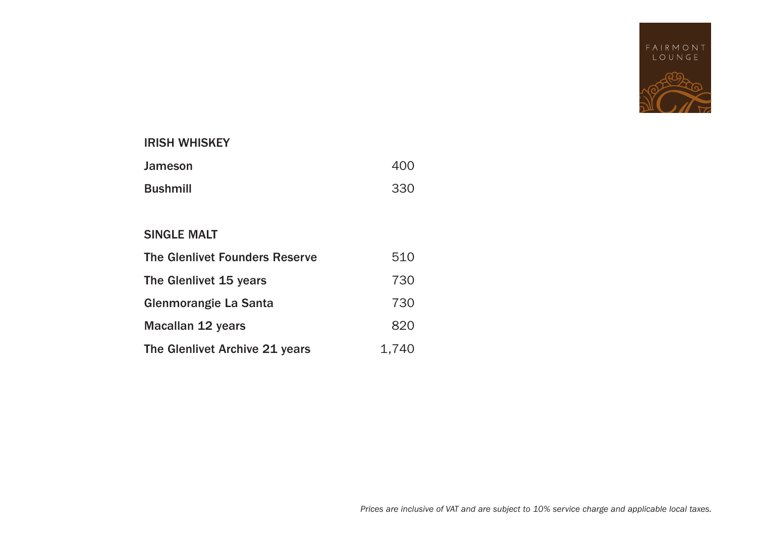FAIRMONT LOUNGE

## IRISH WHISKEY

| | |
|---|---|
| Jameson | 400 |
| Bushmill | 330 |

## SINGLE MALT

| | |
|---|---|
| The Glenlivet Founders Reserve | 510 |
| The Glenlivet 15 years | 730 |
| Glenmorangie La Santa | 730 |
| Macallan 12 years | 820 |
| The Glenlivet Archive 21 years | 1,740 |

*Prices are inclusive of VAT and are subject to 10% service charge and applicable local taxes.*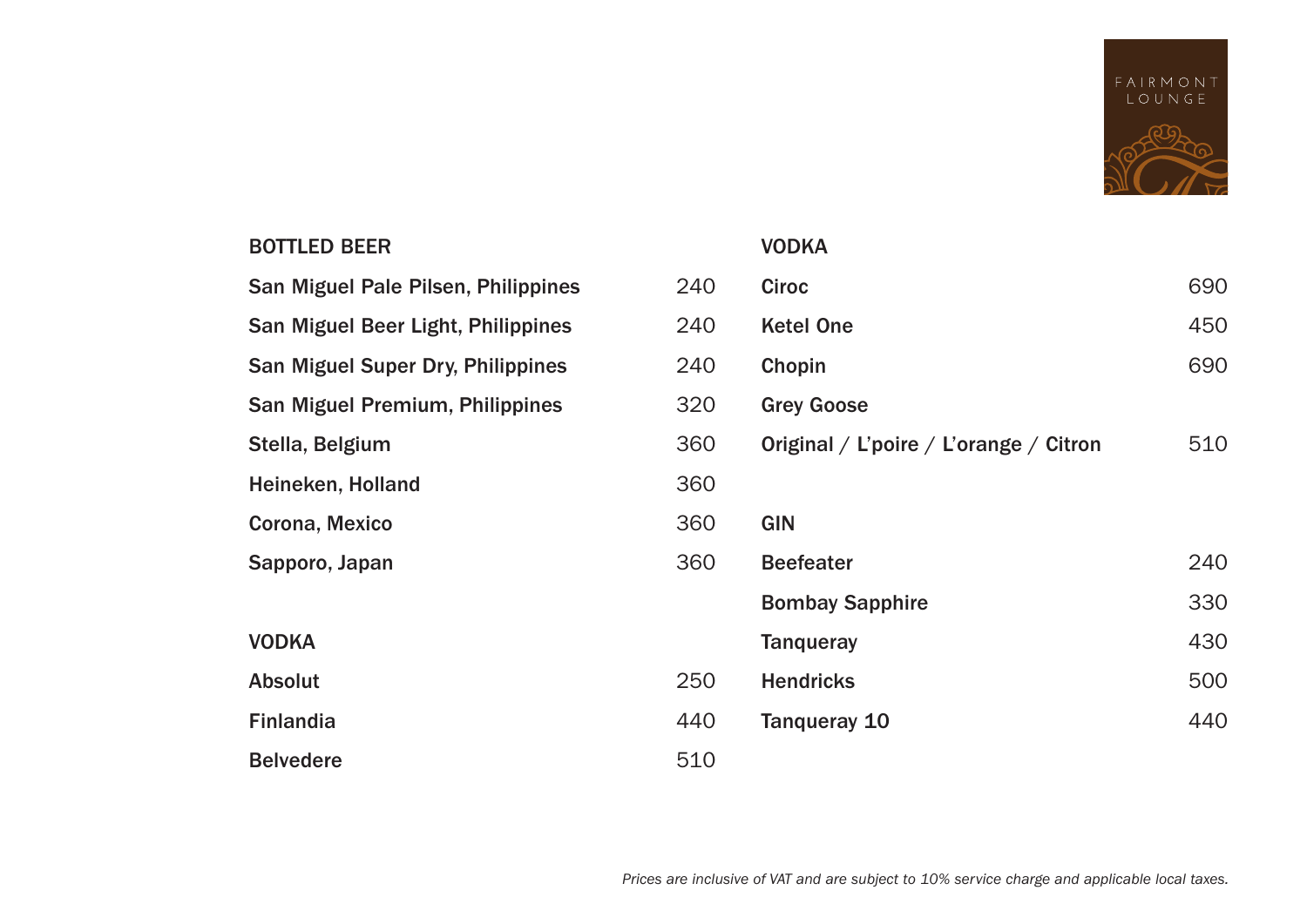FAIRMONT LOUNGE

## BOTTLED BEER

| Item | Price |
|---|---|
| San Miguel Pale Pilsen, Philippines | 240 |
| San Miguel Beer Light, Philippines | 240 |
| San Miguel Super Dry, Philippines | 240 |
| San Miguel Premium, Philippines | 320 |
| Stella, Belgium | 360 |
| Heineken, Holland | 360 |
| Corona, Mexico | 360 |
| Sapporo, Japan | 360 |

## VODKA

| Item | Price |
|---|---|
| Absolut | 250 |
| Finlandia | 440 |
| Belvedere | 510 |
| Ciroc | 690 |
| Ketel One | 450 |
| Chopin | 690 |
| Grey Goose | |
| Original / L'poire / L'orange / Citron | 510 |

## GIN

| Item | Price |
|---|---|
| Beefeater | 240 |
| Bombay Sapphire | 330 |
| Tanqueray | 430 |
| Hendricks | 500 |
| Tanqueray 10 | 440 |

*Prices are inclusive of VAT and are subject to 10% service charge and applicable local taxes.*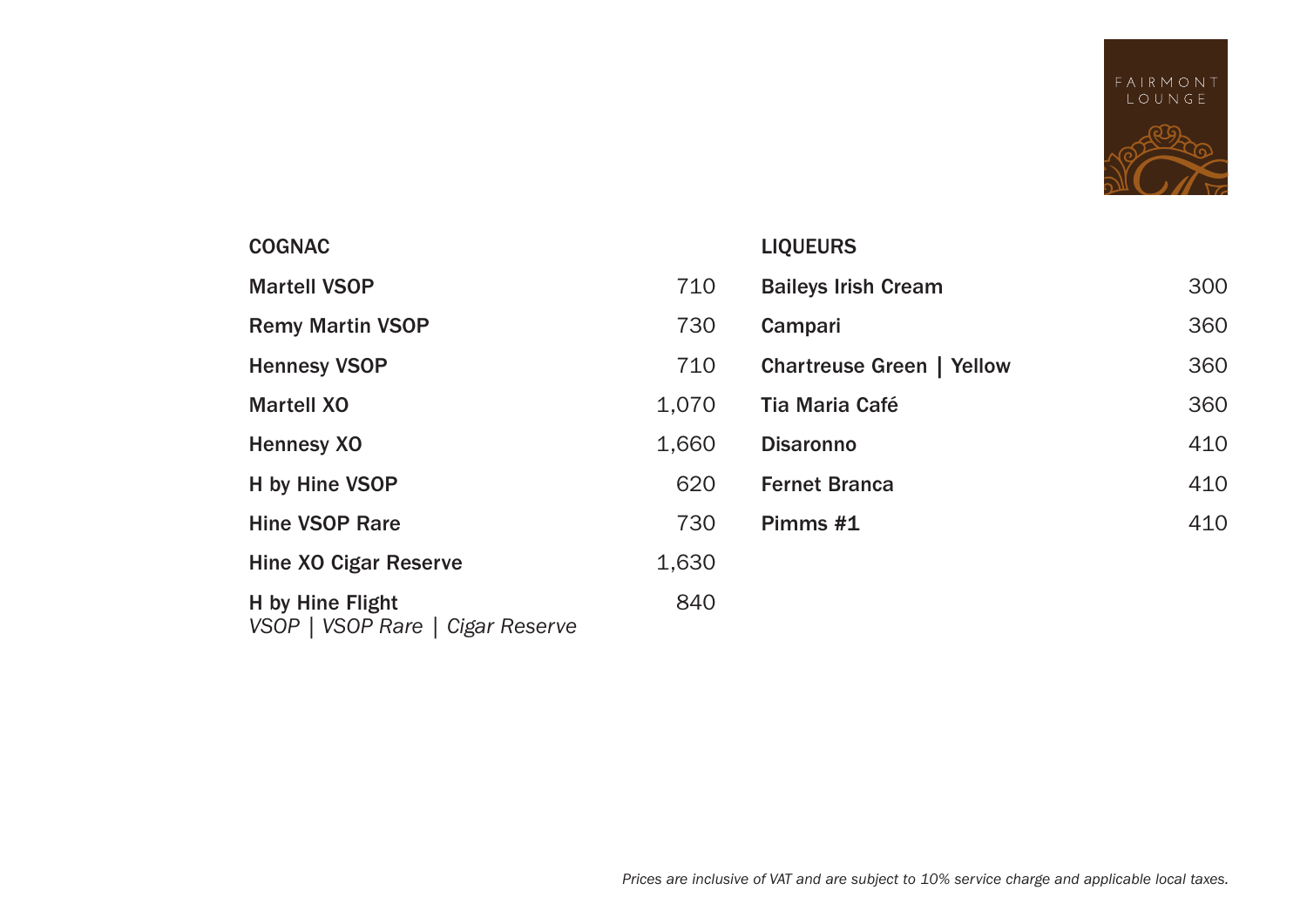FAIRMONT LOUNGE

## COGNAC

| | |
|---|---|
| **Martell VSOP** | 710 |
| **Remy Martin VSOP** | 730 |
| **Hennesy VSOP** | 710 |
| **Martell XO** | 1,070 |
| **Hennesy XO** | 1,660 |
| **H by Hine VSOP** | 620 |
| **Hine VSOP Rare** | 730 |
| **Hine XO Cigar Reserve** | 1,630 |
| **H by Hine Flight** *VSOP \| VSOP Rare \| Cigar Reserve* | 840 |

## LIQUEURS

| | |
|---|---|
| **Baileys Irish Cream** | 300 |
| **Campari** | 360 |
| **Chartreuse Green \| Yellow** | 360 |
| **Tia Maria Café** | 360 |
| **Disaronno** | 410 |
| **Fernet Branca** | 410 |
| **Pimms #1** | 410 |

*Prices are inclusive of VAT and are subject to 10% service charge and applicable local taxes.*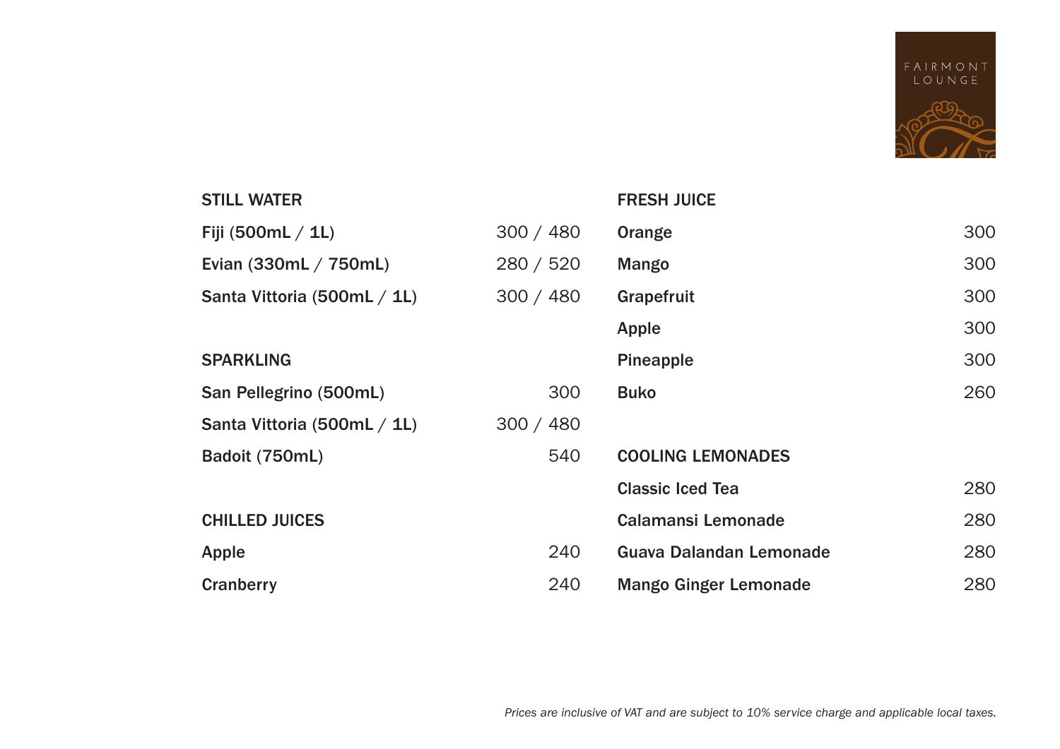FAIRMONT LOUNGE

## STILL WATER

| | |
|---|---|
| Fiji (500mL / 1L) | 300 / 480 |
| Evian (330mL / 750mL) | 280 / 520 |
| Santa Vittoria (500mL / 1L) | 300 / 480 |

## SPARKLING

| | |
|---|---|
| San Pellegrino (500mL) | 300 |
| Santa Vittoria (500mL / 1L) | 300 / 480 |
| Badoit (750mL) | 540 |

## CHILLED JUICES

| | |
|---|---|
| Apple | 240 |
| Cranberry | 240 |

## FRESH JUICE

| | |
|---|---|
| Orange | 300 |
| Mango | 300 |
| Grapefruit | 300 |
| Apple | 300 |
| Pineapple | 300 |
| Buko | 260 |

## COOLING LEMONADES

| | |
|---|---|
| Classic Iced Tea | 280 |
| Calamansi Lemonade | 280 |
| Guava Dalandan Lemonade | 280 |
| Mango Ginger Lemonade | 280 |

*Prices are inclusive of VAT and are subject to 10% service charge and applicable local taxes.*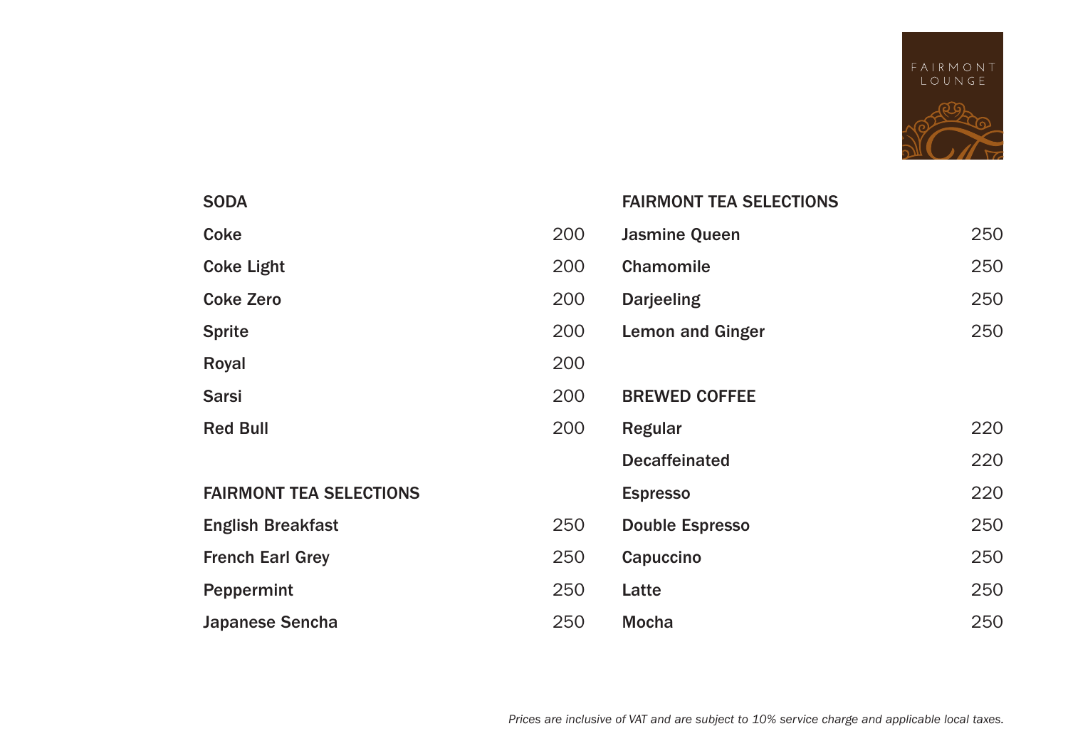FAIRMONT LOUNGE

## SODA

| Item | Price |
|---|---|
| Coke | 200 |
| Coke Light | 200 |
| Coke Zero | 200 |
| Sprite | 200 |
| Royal | 200 |
| Sarsi | 200 |
| Red Bull | 200 |

## FAIRMONT TEA SELECTIONS

| Item | Price |
|---|---|
| English Breakfast | 250 |
| French Earl Grey | 250 |
| Peppermint | 250 |
| Japanese Sencha | 250 |

## FAIRMONT TEA SELECTIONS

| Item | Price |
|---|---|
| Jasmine Queen | 250 |
| Chamomile | 250 |
| Darjeeling | 250 |
| Lemon and Ginger | 250 |

## BREWED COFFEE

| Item | Price |
|---|---|
| Regular | 220 |
| Decaffeinated | 220 |
| Espresso | 220 |
| Double Espresso | 250 |
| Capuccino | 250 |
| Latte | 250 |
| Mocha | 250 |

*Prices are inclusive of VAT and are subject to 10% service charge and applicable local taxes.*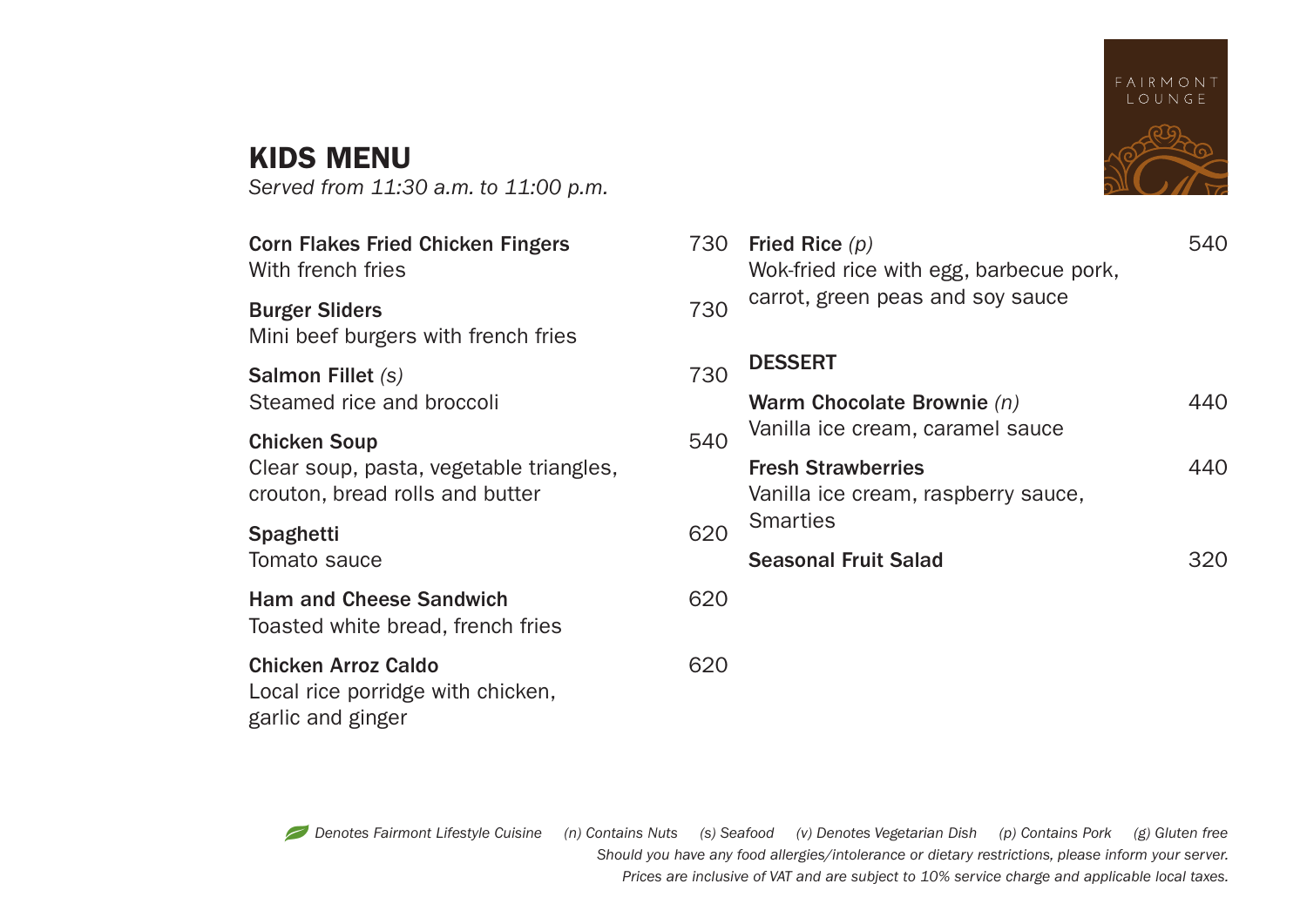FAIRMONT LOUNGE

# KIDS MENU

*Served from 11:30 a.m. to 11:00 p.m.*

**Corn Flakes Fried Chicken Fingers** 730
With french fries

**Burger Sliders** 730
Mini beef burgers with french fries

**Salmon Fillet** *(s)* 730
Steamed rice and broccoli

**Chicken Soup** 540
Clear soup, pasta, vegetable triangles, crouton, bread rolls and butter

**Spaghetti** 620
Tomato sauce

**Ham and Cheese Sandwich** 620
Toasted white bread, french fries

**Chicken Arroz Caldo** 620
Local rice porridge with chicken, garlic and ginger

**Fried Rice** *(p)* 540
Wok-fried rice with egg, barbecue pork, carrot, green peas and soy sauce

## DESSERT

**Warm Chocolate Brownie** *(n)* 440
Vanilla ice cream, caramel sauce

**Fresh Strawberries** 440
Vanilla ice cream, raspberry sauce, Smarties

**Seasonal Fruit Salad** 320

*Denotes Fairmont Lifestyle Cuisine (n) Contains Nuts (s) Seafood (v) Denotes Vegetarian Dish (p) Contains Pork (g) Gluten free*
*Should you have any food allergies/intolerance or dietary restrictions, please inform your server.*
*Prices are inclusive of VAT and are subject to 10% service charge and applicable local taxes.*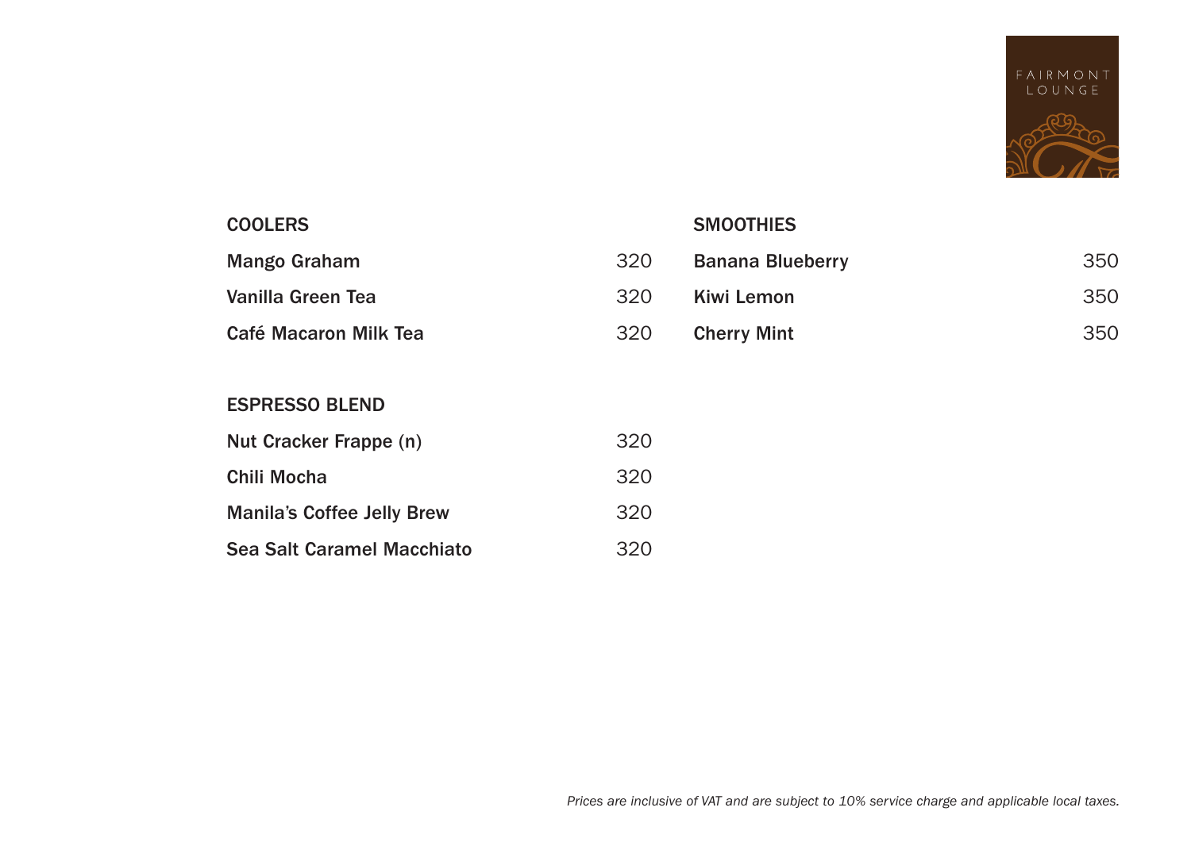FAIRMONT LOUNGE

## COOLERS

| | |
|---|---|
| Mango Graham | 320 |
| Vanilla Green Tea | 320 |
| Café Macaron Milk Tea | 320 |

## ESPRESSO BLEND

| | |
|---|---|
| Nut Cracker Frappe (n) | 320 |
| Chili Mocha | 320 |
| Manila's Coffee Jelly Brew | 320 |
| Sea Salt Caramel Macchiato | 320 |

## SMOOTHIES

| | |
|---|---|
| Banana Blueberry | 350 |
| Kiwi Lemon | 350 |
| Cherry Mint | 350 |

*Prices are inclusive of VAT and are subject to 10% service charge and applicable local taxes.*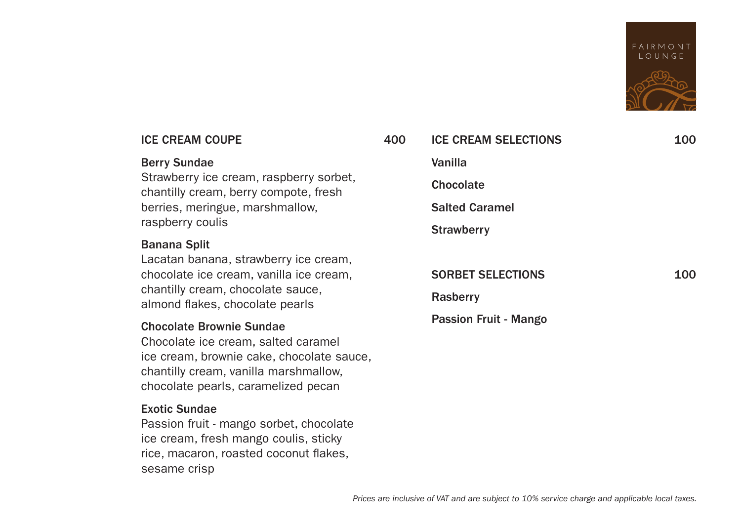FAIRMONT LOUNGE

## ICE CREAM COUPE 400

**Berry Sundae**
Strawberry ice cream, raspberry sorbet, chantilly cream, berry compote, fresh berries, meringue, marshmallow, raspberry coulis

**Banana Split**
Lacatan banana, strawberry ice cream, chocolate ice cream, vanilla ice cream, chantilly cream, chocolate sauce, almond flakes, chocolate pearls

**Chocolate Brownie Sundae**
Chocolate ice cream, salted caramel ice cream, brownie cake, chocolate sauce, chantilly cream, vanilla marshmallow, chocolate pearls, caramelized pecan

**Exotic Sundae**
Passion fruit - mango sorbet, chocolate ice cream, fresh mango coulis, sticky rice, macaron, roasted coconut flakes, sesame crisp

## ICE CREAM SELECTIONS 100

Vanilla

Chocolate

Salted Caramel

Strawberry

## SORBET SELECTIONS 100

Rasberry

Passion Fruit - Mango

*Prices are inclusive of VAT and are subject to 10% service charge and applicable local taxes.*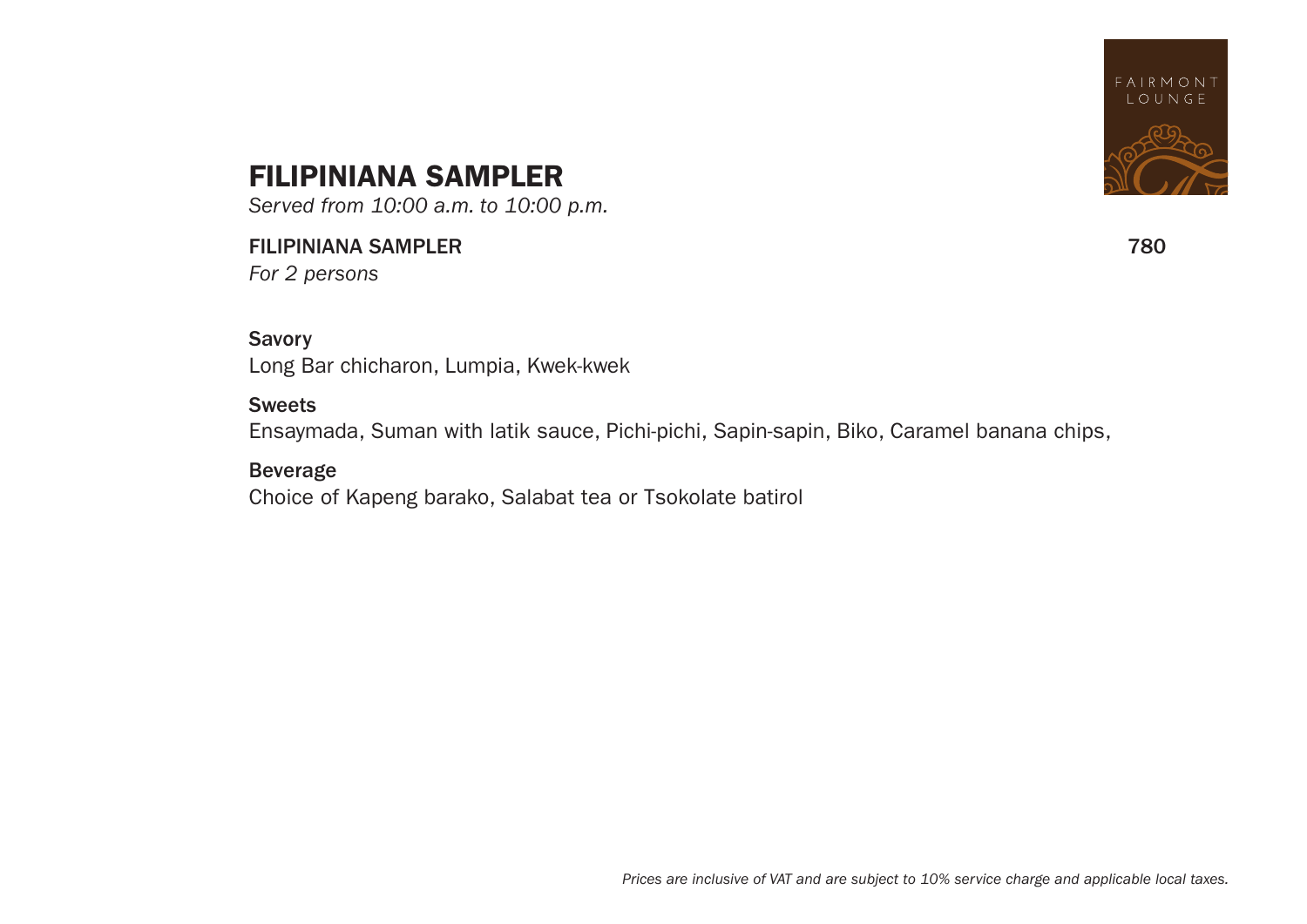FAIRMONT LOUNGE

# FILIPINIANA SAMPLER

*Served from 10:00 a.m. to 10:00 p.m.*

FILIPINIANA SAMPLER 780

*For 2 persons*

**Savory**

Long Bar chicharon, Lumpia, Kwek-kwek

**Sweets**

Ensaymada, Suman with latik sauce, Pichi-pichi, Sapin-sapin, Biko, Caramel banana chips,

**Beverage**

Choice of Kapeng barako, Salabat tea or Tsokolate batirol

*Prices are inclusive of VAT and are subject to 10% service charge and applicable local taxes.*